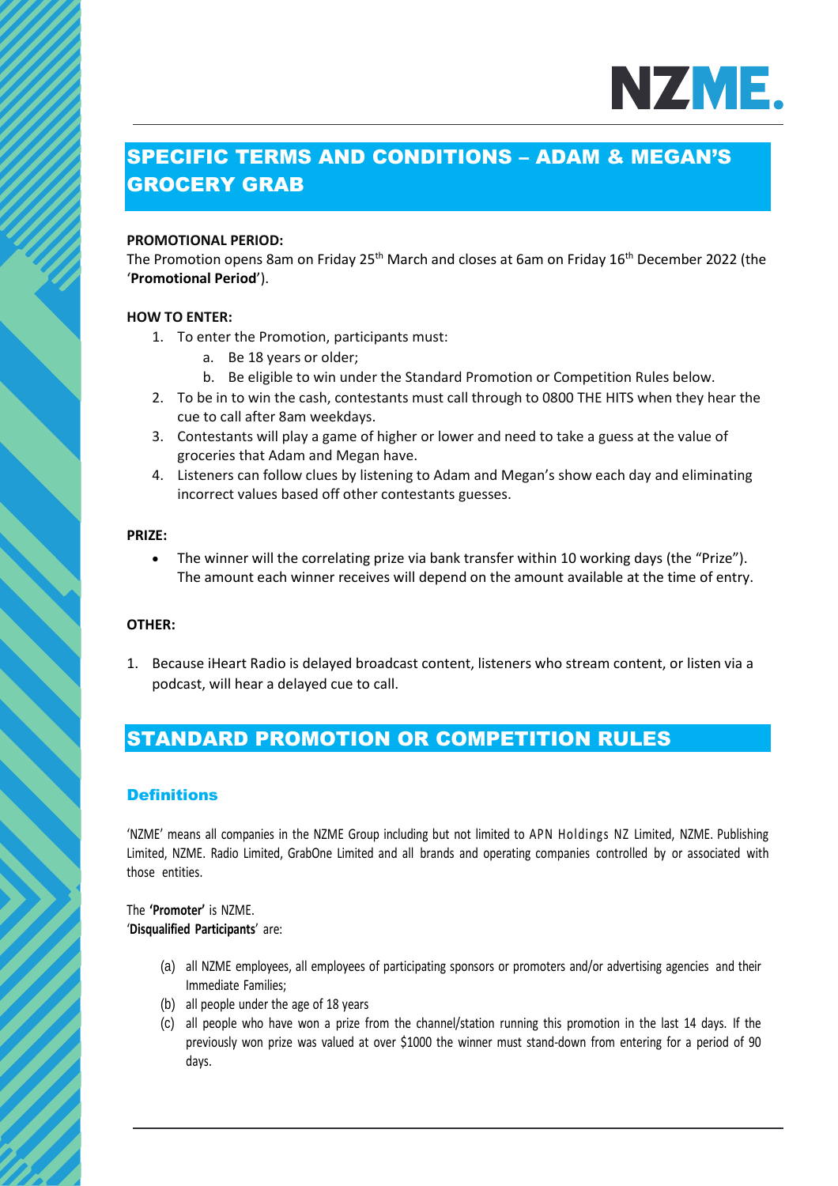# SPECIFIC TERMS AND CONDITIONS – ADAM & MEGAN'S GROCERY GRAB

**PROMOTIONAL PERIOD:**

The Promotion opens 8am on Friday 25th March and closes at 6am on Friday 16th December 2022 (the '**Promotional Period**').

**HOW TO ENTER:**

1. To enter the Promotion, participants must:
   a. Be 18 years or older;
   b. Be eligible to win under the Standard Promotion or Competition Rules below.
2. To be in to win the cash, contestants must call through to 0800 THE HITS when they hear the cue to call after 8am weekdays.
3. Contestants will play a game of higher or lower and need to take a guess at the value of groceries that Adam and Megan have.
4. Listeners can follow clues by listening to Adam and Megan's show each day and eliminating incorrect values based off other contestants guesses.

**PRIZE:**

- The winner will the correlating prize via bank transfer within 10 working days (the "Prize"). The amount each winner receives will depend on the amount available at the time of entry.

**OTHER:**

1. Because iHeart Radio is delayed broadcast content, listeners who stream content, or listen via a podcast, will hear a delayed cue to call.

# STANDARD PROMOTION OR COMPETITION RULES

## Definitions

'NZME' means all companies in the NZME Group including but not limited to APN Holdings NZ Limited, NZME. Publishing Limited, NZME. Radio Limited, GrabOne Limited and all brands and operating companies controlled by or associated with those entities.

The **'Promoter'** is NZME.

'**Disqualified Participants**' are:

(a) all NZME employees, all employees of participating sponsors or promoters and/or advertising agencies and their Immediate Families;

(b) all people under the age of 18 years

(c) all people who have won a prize from the channel/station running this promotion in the last 14 days. If the previously won prize was valued at over $1000 the winner must stand-down from entering for a period of 90 days.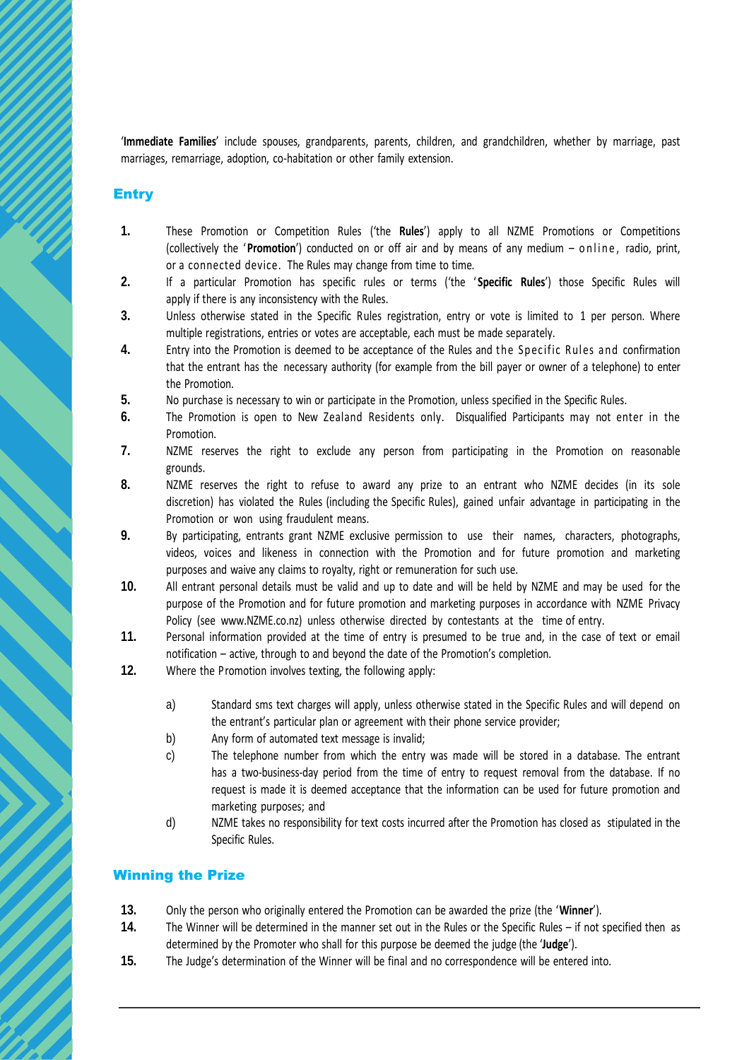'**Immediate Families**' include spouses, grandparents, parents, children, and grandchildren, whether by marriage, past marriages, remarriage, adoption, co-habitation or other family extension.

## Entry

1. These Promotion or Competition Rules ('the **Rules**') apply to all NZME Promotions or Competitions (collectively the '**Promotion**') conducted on or off air and by means of any medium – online, radio, print, or a connected device. The Rules may change from time to time.
2. If a particular Promotion has specific rules or terms ('the '**Specific Rules**') those Specific Rules will apply if there is any inconsistency with the Rules.
3. Unless otherwise stated in the Specific Rules registration, entry or vote is limited to 1 per person. Where multiple registrations, entries or votes are acceptable, each must be made separately.
4. Entry into the Promotion is deemed to be acceptance of the Rules and the Specific Rules and confirmation that the entrant has the necessary authority (for example from the bill payer or owner of a telephone) to enter the Promotion.
5. No purchase is necessary to win or participate in the Promotion, unless specified in the Specific Rules.
6. The Promotion is open to New Zealand Residents only. Disqualified Participants may not enter in the Promotion.
7. NZME reserves the right to exclude any person from participating in the Promotion on reasonable grounds.
8. NZME reserves the right to refuse to award any prize to an entrant who NZME decides (in its sole discretion) has violated the Rules (including the Specific Rules), gained unfair advantage in participating in the Promotion or won using fraudulent means.
9. By participating, entrants grant NZME exclusive permission to use their names, characters, photographs, videos, voices and likeness in connection with the Promotion and for future promotion and marketing purposes and waive any claims to royalty, right or remuneration for such use.
10. All entrant personal details must be valid and up to date and will be held by NZME and may be used for the purpose of the Promotion and for future promotion and marketing purposes in accordance with NZME Privacy Policy (see www.NZME.co.nz) unless otherwise directed by contestants at the time of entry.
11. Personal information provided at the time of entry is presumed to be true and, in the case of text or email notification – active, through to and beyond the date of the Promotion's completion.
12. Where the Promotion involves texting, the following apply:
    a) Standard sms text charges will apply, unless otherwise stated in the Specific Rules and will depend on the entrant's particular plan or agreement with their phone service provider;
    b) Any form of automated text message is invalid;
    c) The telephone number from which the entry was made will be stored in a database. The entrant has a two-business-day period from the time of entry to request removal from the database. If no request is made it is deemed acceptance that the information can be used for future promotion and marketing purposes; and
    d) NZME takes no responsibility for text costs incurred after the Promotion has closed as stipulated in the Specific Rules.

## Winning the Prize

13. Only the person who originally entered the Promotion can be awarded the prize (the '**Winner**').
14. The Winner will be determined in the manner set out in the Rules or the Specific Rules – if not specified then as determined by the Promoter who shall for this purpose be deemed the judge (the '**Judge**').
15. The Judge's determination of the Winner will be final and no correspondence will be entered into.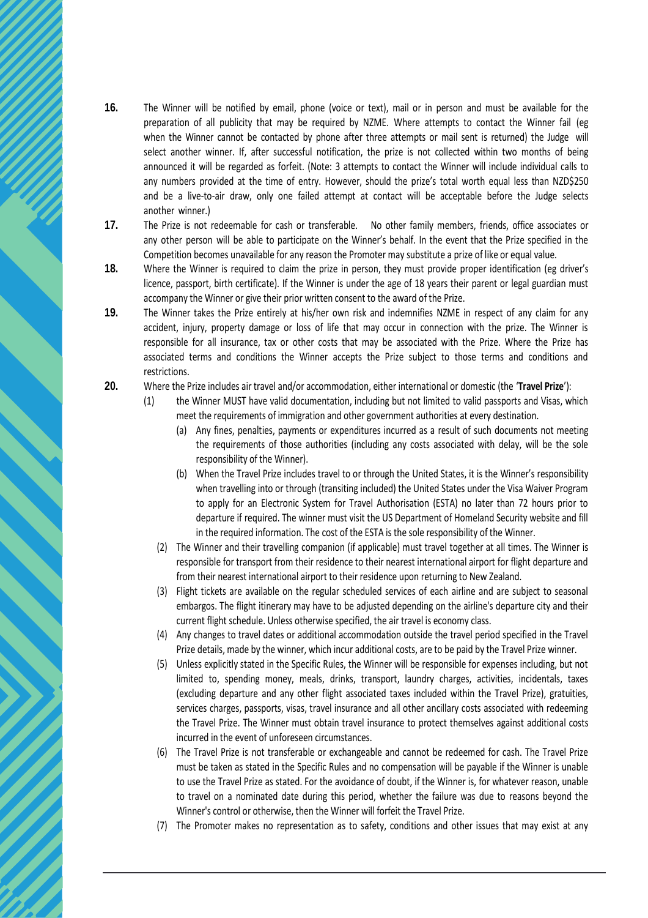**16.** The Winner will be notified by email, phone (voice or text), mail or in person and must be available for the preparation of all publicity that may be required by NZME. Where attempts to contact the Winner fail (eg when the Winner cannot be contacted by phone after three attempts or mail sent is returned) the Judge will select another winner. If, after successful notification, the prize is not collected within two months of being announced it will be regarded as forfeit. (Note: 3 attempts to contact the Winner will include individual calls to any numbers provided at the time of entry. However, should the prize's total worth equal less than NZD$250 and be a live-to-air draw, only one failed attempt at contact will be acceptable before the Judge selects another winner.)

**17.** The Prize is not redeemable for cash or transferable. No other family members, friends, office associates or any other person will be able to participate on the Winner's behalf. In the event that the Prize specified in the Competition becomes unavailable for any reason the Promoter may substitute a prize of like or equal value.

**18.** Where the Winner is required to claim the prize in person, they must provide proper identification (eg driver's licence, passport, birth certificate). If the Winner is under the age of 18 years their parent or legal guardian must accompany the Winner or give their prior written consent to the award of the Prize.

**19.** The Winner takes the Prize entirely at his/her own risk and indemnifies NZME in respect of any claim for any accident, injury, property damage or loss of life that may occur in connection with the prize. The Winner is responsible for all insurance, tax or other costs that may be associated with the Prize. Where the Prize has associated terms and conditions the Winner accepts the Prize subject to those terms and conditions and restrictions.

**20.** Where the Prize includes air travel and/or accommodation, either international or domestic (the '**Travel Prize**'):

(1) the Winner MUST have valid documentation, including but not limited to valid passports and Visas, which meet the requirements of immigration and other government authorities at every destination.

(a) Any fines, penalties, payments or expenditures incurred as a result of such documents not meeting the requirements of those authorities (including any costs associated with delay, will be the sole responsibility of the Winner).

(b) When the Travel Prize includes travel to or through the United States, it is the Winner's responsibility when travelling into or through (transiting included) the United States under the Visa Waiver Program to apply for an Electronic System for Travel Authorisation (ESTA) no later than 72 hours prior to departure if required. The winner must visit the US Department of Homeland Security website and fill in the required information. The cost of the ESTA is the sole responsibility of the Winner.

(2) The Winner and their travelling companion (if applicable) must travel together at all times. The Winner is responsible for transport from their residence to their nearest international airport for flight departure and from their nearest international airport to their residence upon returning to New Zealand.

(3) Flight tickets are available on the regular scheduled services of each airline and are subject to seasonal embargos. The flight itinerary may have to be adjusted depending on the airline's departure city and their current flight schedule. Unless otherwise specified, the air travel is economy class.

(4) Any changes to travel dates or additional accommodation outside the travel period specified in the Travel Prize details, made by the winner, which incur additional costs, are to be paid by the Travel Prize winner.

(5) Unless explicitly stated in the Specific Rules, the Winner will be responsible for expenses including, but not limited to, spending money, meals, drinks, transport, laundry charges, activities, incidentals, taxes (excluding departure and any other flight associated taxes included within the Travel Prize), gratuities, services charges, passports, visas, travel insurance and all other ancillary costs associated with redeeming the Travel Prize. The Winner must obtain travel insurance to protect themselves against additional costs incurred in the event of unforeseen circumstances.

(6) The Travel Prize is not transferable or exchangeable and cannot be redeemed for cash. The Travel Prize must be taken as stated in the Specific Rules and no compensation will be payable if the Winner is unable to use the Travel Prize as stated. For the avoidance of doubt, if the Winner is, for whatever reason, unable to travel on a nominated date during this period, whether the failure was due to reasons beyond the Winner's control or otherwise, then the Winner will forfeit the Travel Prize.

(7) The Promoter makes no representation as to safety, conditions and other issues that may exist at any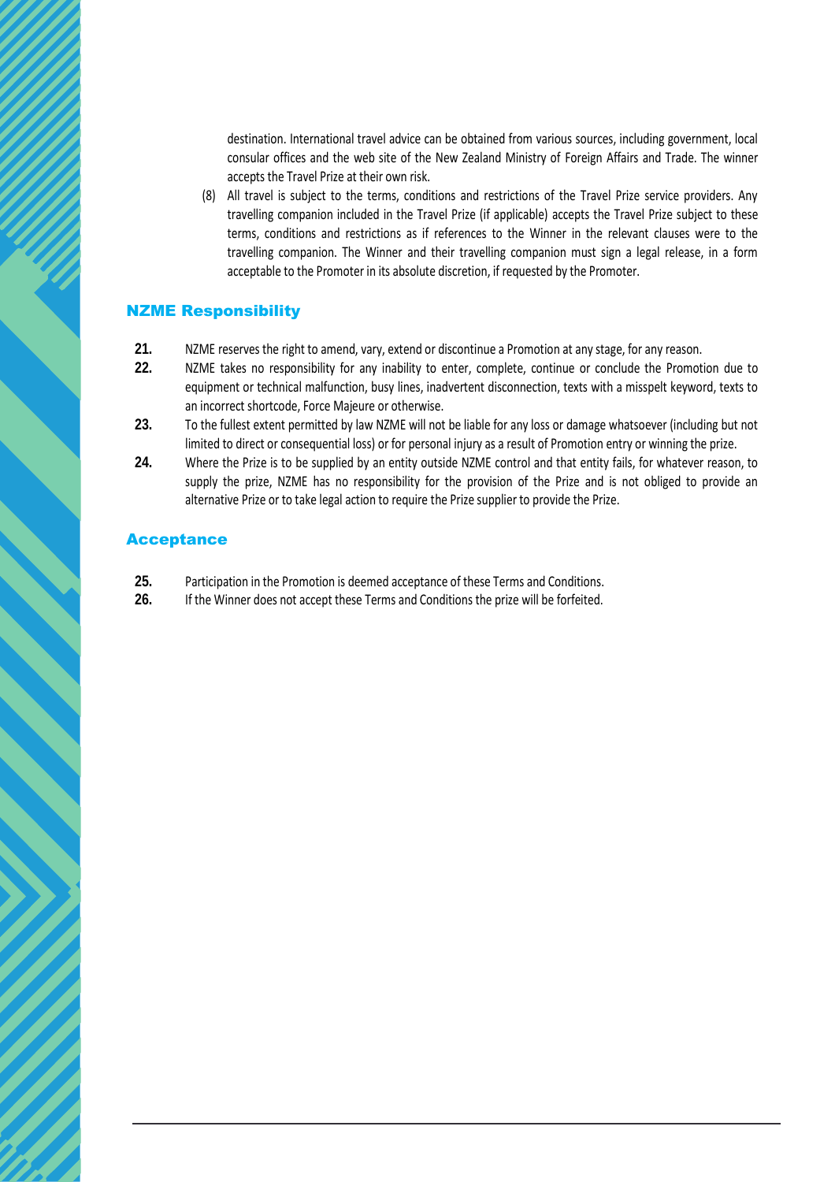destination. International travel advice can be obtained from various sources, including government, local consular offices and the web site of the New Zealand Ministry of Foreign Affairs and Trade. The winner accepts the Travel Prize at their own risk.

(8) All travel is subject to the terms, conditions and restrictions of the Travel Prize service providers. Any travelling companion included in the Travel Prize (if applicable) accepts the Travel Prize subject to these terms, conditions and restrictions as if references to the Winner in the relevant clauses were to the travelling companion. The Winner and their travelling companion must sign a legal release, in a form acceptable to the Promoter in its absolute discretion, if requested by the Promoter.

## NZME Responsibility

**21.** NZME reserves the right to amend, vary, extend or discontinue a Promotion at any stage, for any reason.

**22.** NZME takes no responsibility for any inability to enter, complete, continue or conclude the Promotion due to equipment or technical malfunction, busy lines, inadvertent disconnection, texts with a misspelt keyword, texts to an incorrect shortcode, Force Majeure or otherwise.

**23.** To the fullest extent permitted by law NZME will not be liable for any loss or damage whatsoever (including but not limited to direct or consequential loss) or for personal injury as a result of Promotion entry or winning the prize.

**24.** Where the Prize is to be supplied by an entity outside NZME control and that entity fails, for whatever reason, to supply the prize, NZME has no responsibility for the provision of the Prize and is not obliged to provide an alternative Prize or to take legal action to require the Prize supplier to provide the Prize.

## Acceptance

**25.** Participation in the Promotion is deemed acceptance of these Terms and Conditions.

**26.** If the Winner does not accept these Terms and Conditions the prize will be forfeited.